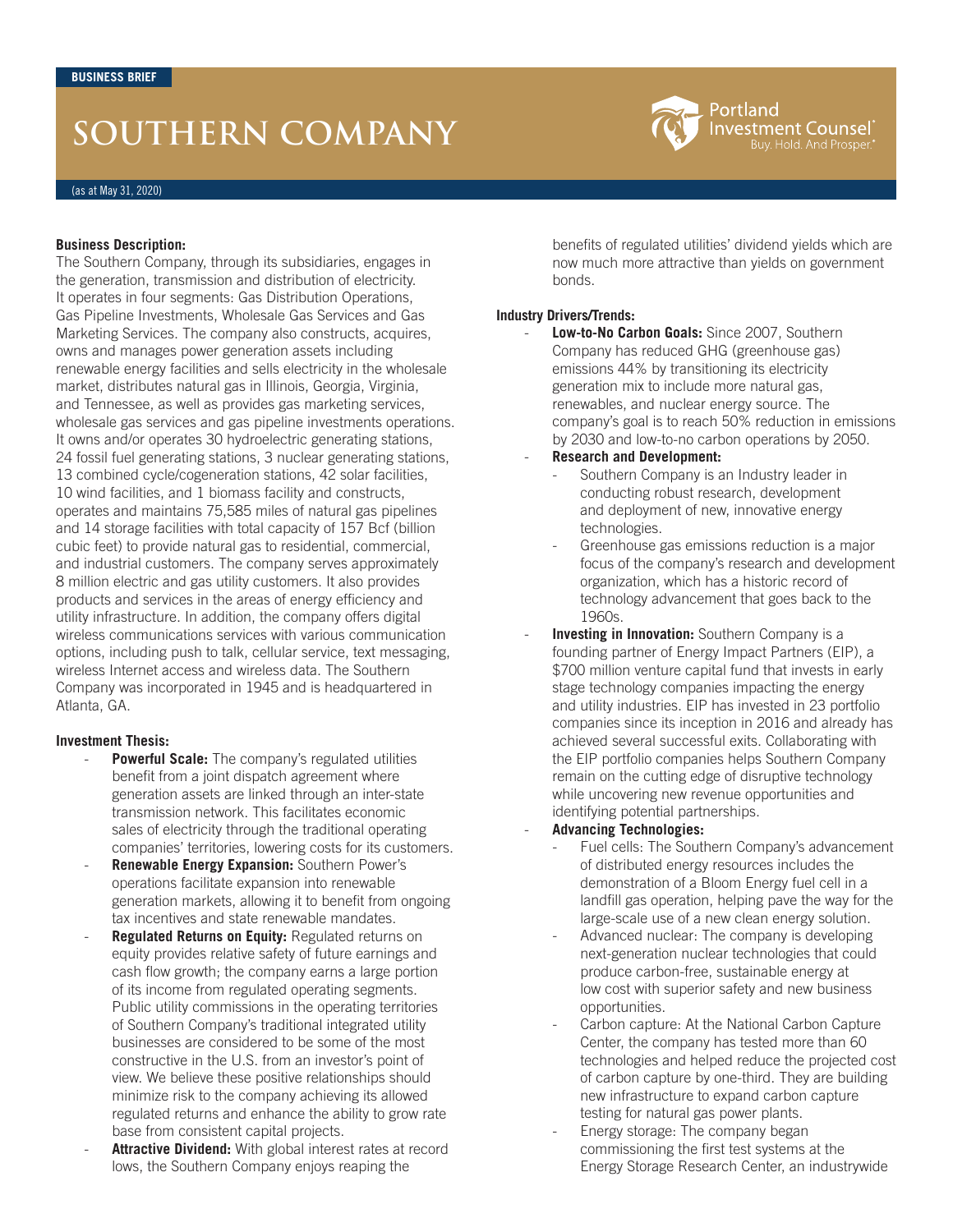BUSINESS BRIEF

# SOUTHERN COMPANY

(as at May 31, 2020)

**Business Description:**
The Southern Company, through its subsidiaries, engages in the generation, transmission and distribution of electricity. It operates in four segments: Gas Distribution Operations, Gas Pipeline Investments, Wholesale Gas Services and Gas Marketing Services. The company also constructs, acquires, owns and manages power generation assets including renewable energy facilities and sells electricity in the wholesale market, distributes natural gas in Illinois, Georgia, Virginia, and Tennessee, as well as provides gas marketing services, wholesale gas services and gas pipeline investments operations. It owns and/or operates 30 hydroelectric generating stations, 24 fossil fuel generating stations, 3 nuclear generating stations, 13 combined cycle/cogeneration stations, 42 solar facilities, 10 wind facilities, and 1 biomass facility and constructs, operates and maintains 75,585 miles of natural gas pipelines and 14 storage facilities with total capacity of 157 Bcf (billion cubic feet) to provide natural gas to residential, commercial, and industrial customers. The company serves approximately 8 million electric and gas utility customers. It also provides products and services in the areas of energy efficiency and utility infrastructure. In addition, the company offers digital wireless communications services with various communication options, including push to talk, cellular service, text messaging, wireless Internet access and wireless data. The Southern Company was incorporated in 1945 and is headquartered in Atlanta, GA.

**Investment Thesis:**

- **Powerful Scale:** The company's regulated utilities benefit from a joint dispatch agreement where generation assets are linked through an inter-state transmission network. This facilitates economic sales of electricity through the traditional operating companies' territories, lowering costs for its customers.
- **Renewable Energy Expansion:** Southern Power's operations facilitate expansion into renewable generation markets, allowing it to benefit from ongoing tax incentives and state renewable mandates.
- **Regulated Returns on Equity:** Regulated returns on equity provides relative safety of future earnings and cash flow growth; the company earns a large portion of its income from regulated operating segments. Public utility commissions in the operating territories of Southern Company's traditional integrated utility businesses are considered to be some of the most constructive in the U.S. from an investor's point of view. We believe these positive relationships should minimize risk to the company achieving its allowed regulated returns and enhance the ability to grow rate base from consistent capital projects.
- **Attractive Dividend:** With global interest rates at record lows, the Southern Company enjoys reaping the benefits of regulated utilities' dividend yields which are now much more attractive than yields on government bonds.

**Industry Drivers/Trends:**

- **Low-to-No Carbon Goals:** Since 2007, Southern Company has reduced GHG (greenhouse gas) emissions 44% by transitioning its electricity generation mix to include more natural gas, renewables, and nuclear energy source. The company's goal is to reach 50% reduction in emissions by 2030 and low-to-no carbon operations by 2050.
- **Research and Development:**
  - Southern Company is an Industry leader in conducting robust research, development and deployment of new, innovative energy technologies.
  - Greenhouse gas emissions reduction is a major focus of the company's research and development organization, which has a historic record of technology advancement that goes back to the 1960s.
- **Investing in Innovation:** Southern Company is a founding partner of Energy Impact Partners (EIP), a $700 million venture capital fund that invests in early stage technology companies impacting the energy and utility industries. EIP has invested in 23 portfolio companies since its inception in 2016 and already has achieved several successful exits. Collaborating with the EIP portfolio companies helps Southern Company remain on the cutting edge of disruptive technology while uncovering new revenue opportunities and identifying potential partnerships.
- **Advancing Technologies:**
  - Fuel cells: The Southern Company's advancement of distributed energy resources includes the demonstration of a Bloom Energy fuel cell in a landfill gas operation, helping pave the way for the large-scale use of a new clean energy solution.
  - Advanced nuclear: The company is developing next-generation nuclear technologies that could produce carbon-free, sustainable energy at low cost with superior safety and new business opportunities.
  - Carbon capture: At the National Carbon Capture Center, the company has tested more than 60 technologies and helped reduce the projected cost of carbon capture by one-third. They are building new infrastructure to expand carbon capture testing for natural gas power plants.
  - Energy storage: The company began commissioning the first test systems at the Energy Storage Research Center, an industrywide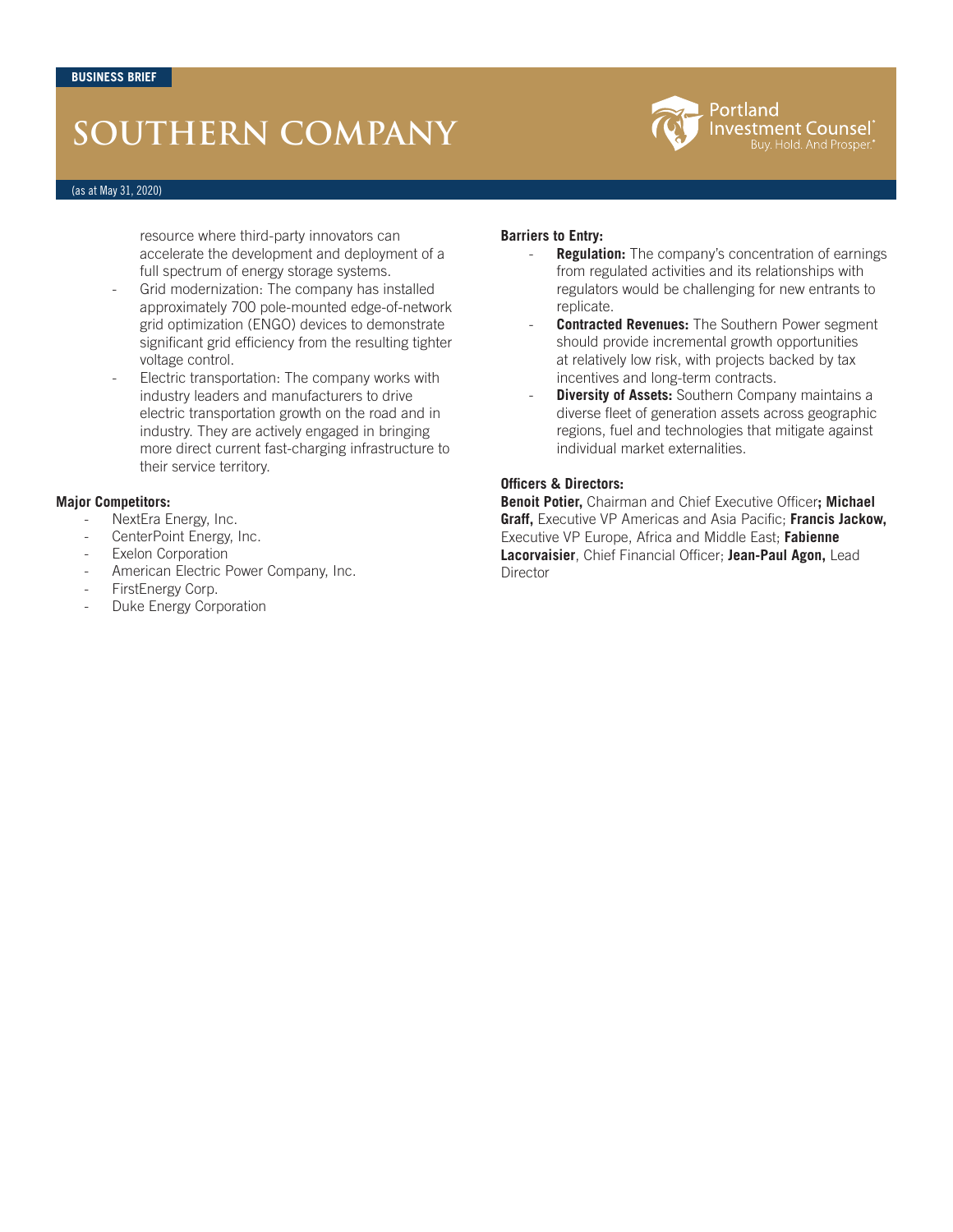resource where third-party innovators can accelerate the development and deployment of a full spectrum of energy storage systems.

- Grid modernization: The company has installed approximately 700 pole-mounted edge-of-network grid optimization (ENGO) devices to demonstrate significant grid efficiency from the resulting tighter voltage control.
- Electric transportation: The company works with industry leaders and manufacturers to drive electric transportation growth on the road and in industry. They are actively engaged in bringing more direct current fast-charging infrastructure to their service territory.

**Major Competitors:**

- NextEra Energy, Inc.
- CenterPoint Energy, Inc.
- Exelon Corporation
- American Electric Power Company, Inc.
- FirstEnergy Corp.
- Duke Energy Corporation

**Barriers to Entry:**

- **Regulation:** The company's concentration of earnings from regulated activities and its relationships with regulators would be challenging for new entrants to replicate.
- **Contracted Revenues:** The Southern Power segment should provide incremental growth opportunities at relatively low risk, with projects backed by tax incentives and long-term contracts.
- **Diversity of Assets:** Southern Company maintains a diverse fleet of generation assets across geographic regions, fuel and technologies that mitigate against individual market externalities.

**Officers & Directors:**

**Benoit Potier,** Chairman and Chief Executive Officer**; Michael Graff,** Executive VP Americas and Asia Pacific; **Francis Jackow,** Executive VP Europe, Africa and Middle East; **Fabienne Lacorvaisier**, Chief Financial Officer; **Jean-Paul Agon,** Lead Director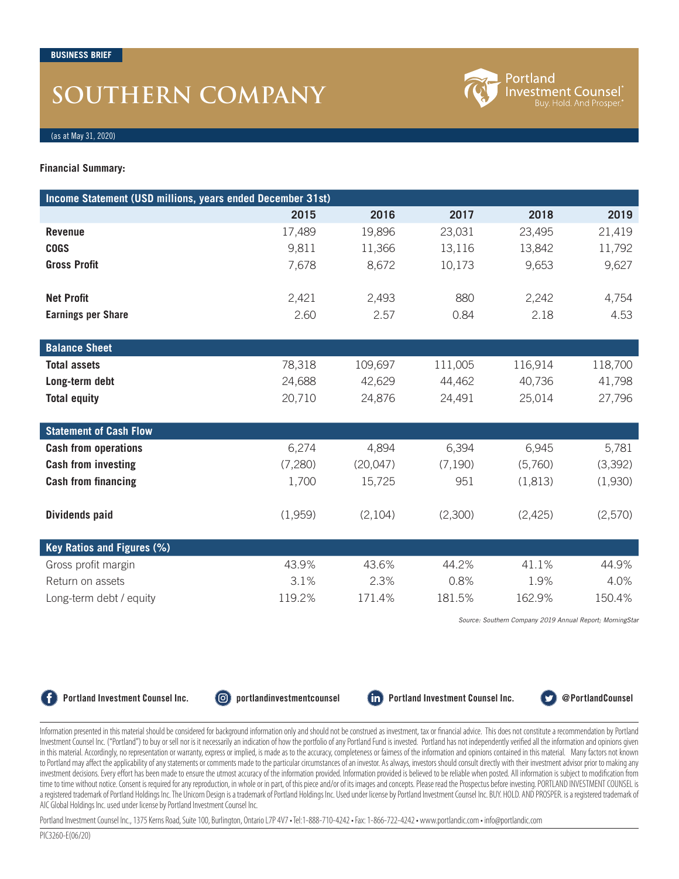BUSINESS BRIEF

# SOUTHERN COMPANY

Portland Investment Counsel®
Buy. Hold. And Prosper.®

(as at May 31, 2020)

**Financial Summary:**

| Income Statement (USD millions, years ended December 31st) | 2015 | 2016 | 2017 | 2018 | 2019 |
|---|---|---|---|---|---|
| **Revenue** | 17,489 | 19,896 | 23,031 | 23,495 | 21,419 |
| **COGS** | 9,811 | 11,366 | 13,116 | 13,842 | 11,792 |
| **Gross Profit** | 7,678 | 8,672 | 10,173 | 9,653 | 9,627 |
| **Net Profit** | 2,421 | 2,493 | 880 | 2,242 | 4,754 |
| **Earnings per Share** | 2.60 | 2.57 | 0.84 | 2.18 | 4.53 |
| **Balance Sheet** | | | | | |
| **Total assets** | 78,318 | 109,697 | 111,005 | 116,914 | 118,700 |
| **Long-term debt** | 24,688 | 42,629 | 44,462 | 40,736 | 41,798 |
| **Total equity** | 20,710 | 24,876 | 24,491 | 25,014 | 27,796 |
| **Statement of Cash Flow** | | | | | |
| **Cash from operations** | 6,274 | 4,894 | 6,394 | 6,945 | 5,781 |
| **Cash from investing** | (7,280) | (20,047) | (7,190) | (5,760) | (3,392) |
| **Cash from financing** | 1,700 | 15,725 | 951 | (1,813) | (1,930) |
| **Dividends paid** | (1,959) | (2,104) | (2,300) | (2,425) | (2,570) |
| **Key Ratios and Figures (%)** | | | | | |
| Gross profit margin | 43.9% | 43.6% | 44.2% | 41.1% | 44.9% |
| Return on assets | 3.1% | 2.3% | 0.8% | 1.9% | 4.0% |
| Long-term debt / equity | 119.2% | 171.4% | 181.5% | 162.9% | 150.4% |

*Source: Southern Company 2019 Annual Report; MorningStar*

**Portland Investment Counsel Inc.** **portlandinvestmentcounsel** **Portland Investment Counsel Inc.** **@PortlandCounsel**

Information presented in this material should be considered for background information only and should not be construed as investment, tax or financial advice. This does not constitute a recommendation by Portland Investment Counsel Inc. ("Portland") to buy or sell nor is it necessarily an indication of how the portfolio of any Portland Fund is invested. Portland has not independently verified all the information and opinions given in this material. Accordingly, no representation or warranty, express or implied, is made as to the accuracy, completeness or fairness of the information and opinions contained in this material. Many factors not known to Portland may affect the applicability of any statements or comments made to the particular circumstances of an investor. As always, investors should consult directly with their investment advisor prior to making any investment decisions. Every effort has been made to ensure the utmost accuracy of the information provided. Information provided is believed to be reliable when posted. All information is subject to modification from time to time without notice. Consent is required for any reproduction, in whole or in part, of this piece and/or of its images and concepts. Please read the Prospectus before investing. PORTLAND INVESTMENT COUNSEL is a registered trademark of Portland Holdings Inc. The Unicorn Design is a trademark of Portland Holdings Inc. Used under license by Portland Investment Counsel Inc. BUY. HOLD. AND PROSPER. is a registered trademark of AIC Global Holdings Inc. used under license by Portland Investment Counsel Inc.

Portland Investment Counsel Inc., 1375 Kerns Road, Suite 100, Burlington, Ontario L7P 4V7 • Tel:1-888-710-4242 • Fax: 1-866-722-4242 • www.portlandic.com • info@portlandic.com

PIC3260-E(06/20)